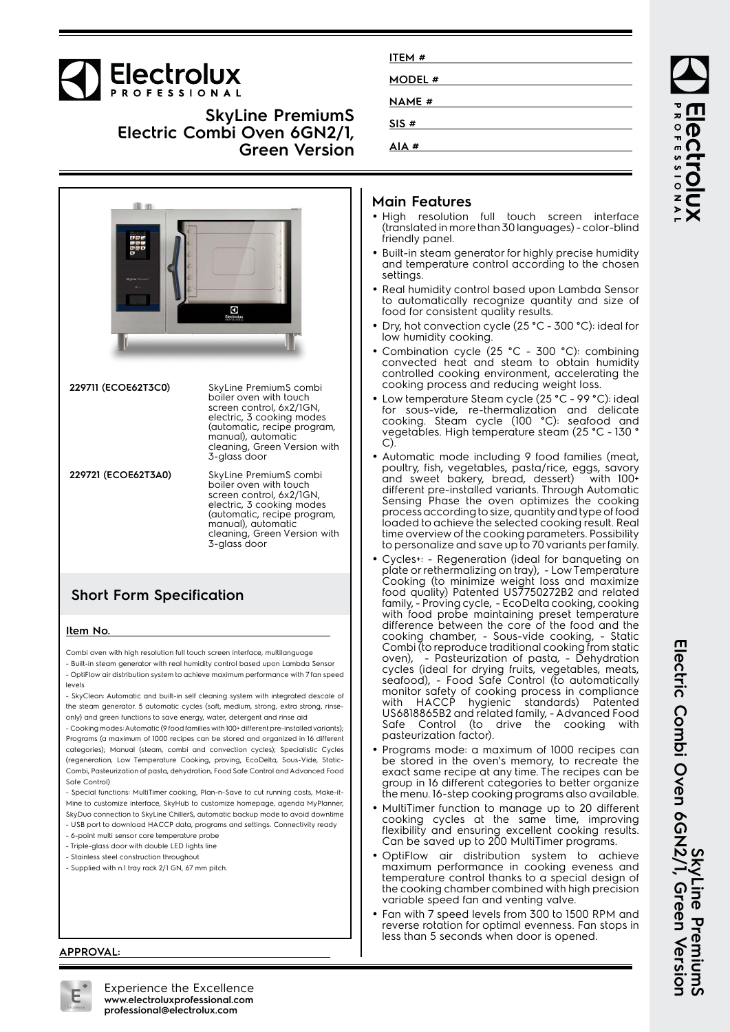# Electrolux PROFESSIONAL

## SkyLine PremiumS Electric Combi Oven 6GN2/1, Green Version

ITEM # ______________________

MODEL # ______________________

NAME # ______________________

SIS # ______________________

AIA # ______________________

| | |
|---|---|
| **229711 (ECOE62T3C0)** | SkyLine PremiumS combi boiler oven with touch screen control, 6x2/1GN, electric, 3 cooking modes (automatic, recipe program, manual), automatic cleaning, Green Version with 3-glass door |
| **229721 (ECOE62T3A0)** | SkyLine PremiumS combi boiler oven with touch screen control, 6x2/1GN, electric, 3 cooking modes (automatic, recipe program, manual), automatic cleaning, Green Version with 3-glass door |

## Short Form Specification

**Item No.**

Combi oven with high resolution full touch screen interface, multilanguage
- Built-in steam generator with real humidity control based upon Lambda Sensor
- OptiFlow air distribution system to achieve maximum performance with 7 fan speed levels
- SkyClean: Automatic and built-in self cleaning system with integrated descale of the steam generator. 5 automatic cycles (soft, medium, strong, extra strong, rinse-only) and green functions to save energy, water, detergent and rinse aid
- Cooking modes: Automatic (9 food families with 100+ different pre-installed variants); Programs (a maximum of 1000 recipes can be stored and organized in 16 different categories); Manual (steam, combi and convection cycles); Specialistic Cycles (regeneration, Low Temperature Cooking, proving, EcoDelta, Sous-Vide, Static-Combi, Pasteurization of pasta, dehydration, Food Safe Control and Advanced Food Safe Control)
- Special functions: MultiTimer cooking, Plan-n-Save to cut running costs, Make-it-Mine to customize interface, SkyHub to customize homepage, agenda MyPlanner, SkyDuo connection to SkyLine ChillerS, automatic backup mode to avoid downtime
- USB port to download HACCP data, programs and settings. Connectivity ready
- 6-point multi sensor core temperature probe
- Triple-glass door with double LED lights line
- Stainless steel construction throughout
- Supplied with n.1 tray rack 2/1 GN, 67 mm pitch.

APPROVAL: ______________________

## Main Features

- High resolution full touch screen interface (translated in more than 30 languages) - color-blind friendly panel.
- Built-in steam generator for highly precise humidity and temperature control according to the chosen settings.
- Real humidity control based upon Lambda Sensor to automatically recognize quantity and size of food for consistent quality results.
- Dry, hot convection cycle (25 °C - 300 °C): ideal for low humidity cooking.
- Combination cycle (25 °C - 300 °C): combining convected heat and steam to obtain humidity controlled cooking environment, accelerating the cooking process and reducing weight loss.
- Low temperature Steam cycle (25 °C - 99 °C): ideal for sous-vide, re-thermalization and delicate cooking. Steam cycle (100 °C): seafood and vegetables. High temperature steam (25 °C - 130 °C).
- Automatic mode including 9 food families (meat, poultry, fish, vegetables, pasta/rice, eggs, savory and sweet bakery, bread, dessert) with 100+ different pre-installed variants. Through Automatic Sensing Phase the oven optimizes the cooking process according to size, quantity and type of food loaded to achieve the selected cooking result. Real time overview of the cooking parameters. Possibility to personalize and save up to 70 variants per family.
- Cycles+: - Regeneration (ideal for banqueting on plate or rethermalizing on tray), - Low Temperature Cooking (to minimize weight loss and maximize food quality) Patented US7750272B2 and related family, - Proving cycle, - EcoDelta cooking, cooking with food probe maintaining preset temperature difference between the core of the food and the cooking chamber, - Sous-vide cooking, - Static Combi (to reproduce traditional cooking from static oven), - Pasteurization of pasta, - Dehydration cycles (ideal for drying fruits, vegetables, meats, seafood), - Food Safe Control (to automatically monitor safety of cooking process in compliance with HACCP hygienic standards) Patented US6818865B2 and related family, - Advanced Food Safe Control (to drive the cooking with pasteurization factor).
- Programs mode: a maximum of 1000 recipes can be stored in the oven's memory, to recreate the exact same recipe at any time. The recipes can be group in 16 different categories to better organize the menu. 16-step cooking programs also available.
- MultiTimer function to manage up to 20 different cooking cycles at the same time, improving flexibility and ensuring excellent cooking results. Can be saved up to 200 MultiTimer programs.
- OptiFlow air distribution system to achieve maximum performance in cooking eveness and temperature control thanks to a special design of the cooking chamber combined with high precision variable speed fan and venting valve.
- Fan with 7 speed levels from 300 to 1500 RPM and reverse rotation for optimal evenness. Fan stops in less than 5 seconds when door is opened.

Experience the Excellence
**www.electroluxprofessional.com**
**professional@electrolux.com**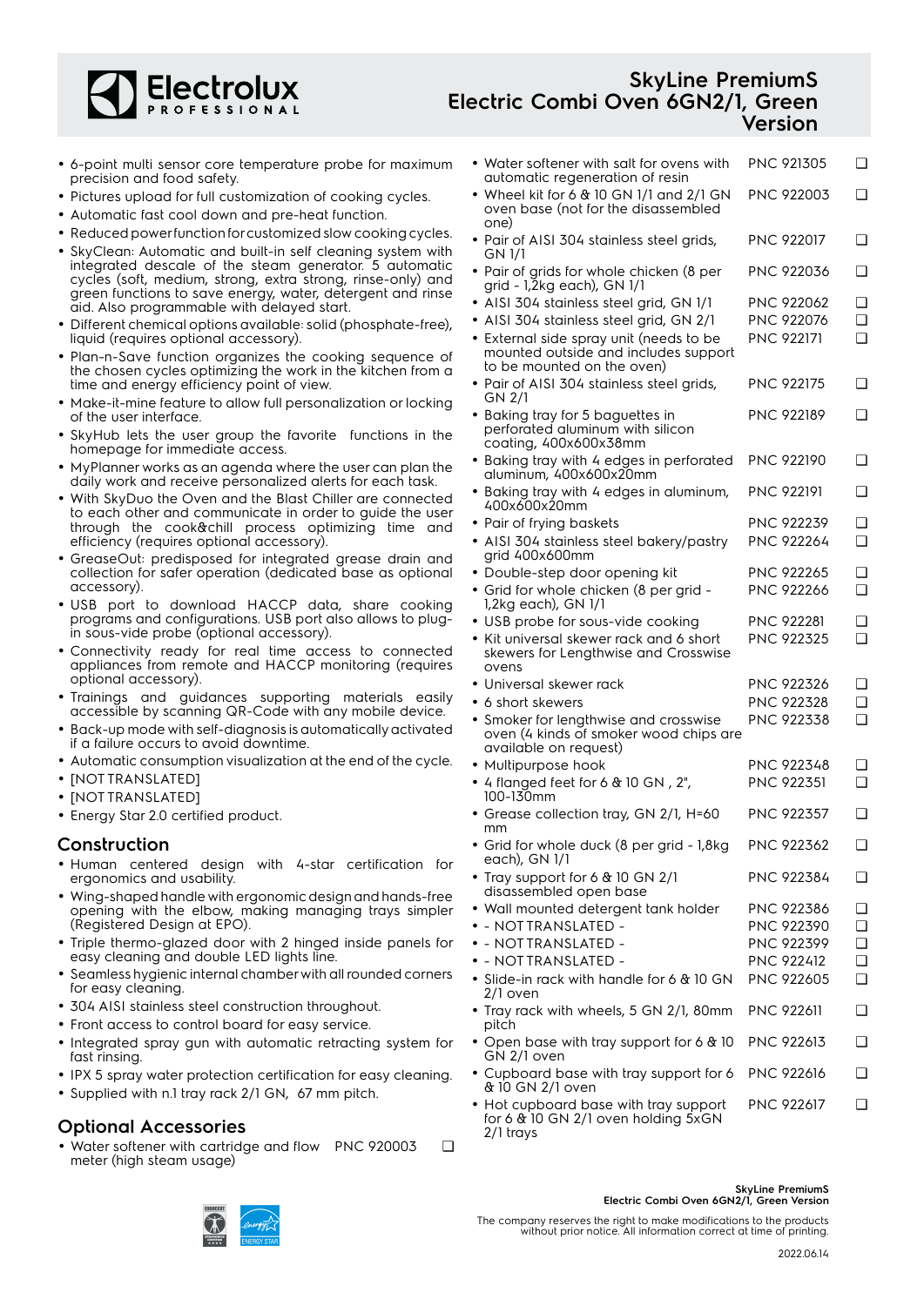- 6-point multi sensor core temperature probe for maximum precision and food safety.
- Pictures upload for full customization of cooking cycles.
- Automatic fast cool down and pre-heat function.
- Reduced power function for customized slow cooking cycles.
- SkyClean: Automatic and built-in self cleaning system with integrated descale of the steam generator. 5 automatic cycles (soft, medium, strong, extra strong, rinse-only) and green functions to save energy, water, detergent and rinse aid. Also programmable with delayed start.
- Different chemical options available: solid (phosphate-free), liquid (requires optional accessory).
- Plan-n-Save function organizes the cooking sequence of the chosen cycles optimizing the work in the kitchen from a time and energy efficiency point of view.
- Make-it-mine feature to allow full personalization or locking of the user interface.
- SkyHub lets the user group the favorite functions in the homepage for immediate access.
- MyPlanner works as an agenda where the user can plan the daily work and receive personalized alerts for each task.
- With SkyDuo the Oven and the Blast Chiller are connected to each other and communicate in order to guide the user through the cook&chill process optimizing time and efficiency (requires optional accessory).
- GreaseOut: predisposed for integrated grease drain and collection for safer operation (dedicated base as optional accessory).
- USB port to download HACCP data, share cooking programs and configurations. USB port also allows to plug-in sous-vide probe (optional accessory).
- Connectivity ready for real time access to connected appliances from remote and HACCP monitoring (requires optional accessory).
- Trainings and guidances supporting materials easily accessible by scanning QR-Code with any mobile device.
- Back-up mode with self-diagnosis is automatically activated if a failure occurs to avoid downtime.
- Automatic consumption visualization at the end of the cycle.
- [NOT TRANSLATED]
- [NOT TRANSLATED]
- Energy Star 2.0 certified product.

## Construction

- Human centered design with 4-star certification for ergonomics and usability.
- Wing-shaped handle with ergonomic design and hands-free opening with the elbow, making managing trays simpler (Registered Design at EPO).
- Triple thermo-glazed door with 2 hinged inside panels for easy cleaning and double LED lights line.
- Seamless hygienic internal chamber with all rounded corners for easy cleaning.
- 304 AISI stainless steel construction throughout.
- Front access to control board for easy service.
- Integrated spray gun with automatic retracting system for fast rinsing.
- IPX 5 spray water protection certification for easy cleaning.
- Supplied with n.1 tray rack 2/1 GN, 67 mm pitch.

## Optional Accessories

- Water softener with cartridge and flow meter (high steam usage) — PNC 920003 ❑
- Water softener with salt for ovens with automatic regeneration of resin — PNC 921305 ❑
- Wheel kit for 6 & 10 GN 1/1 and 2/1 GN oven base (not for the disassembled one) — PNC 922003 ❑
- Pair of AISI 304 stainless steel grids, GN 1/1 — PNC 922017 ❑
- Pair of grids for whole chicken (8 per grid - 1,2kg each), GN 1/1 — PNC 922036 ❑
- AISI 304 stainless steel grid, GN 1/1 — PNC 922062 ❑
- AISI 304 stainless steel grid, GN 2/1 — PNC 922076 ❑
- External side spray unit (needs to be mounted outside and includes support to be mounted on the oven) — PNC 922171 ❑
- Pair of AISI 304 stainless steel grids, GN 2/1 — PNC 922175 ❑
- Baking tray for 5 baguettes in perforated aluminum with silicon coating, 400x600x38mm — PNC 922189 ❑
- Baking tray with 4 edges in perforated aluminum, 400x600x20mm — PNC 922190 ❑
- Baking tray with 4 edges in aluminum, 400x600x20mm — PNC 922191 ❑
- Pair of frying baskets — PNC 922239 ❑
- AISI 304 stainless steel bakery/pastry grid 400x600mm — PNC 922264 ❑
- Double-step door opening kit — PNC 922265 ❑
- Grid for whole chicken (8 per grid - 1,2kg each), GN 1/1 — PNC 922266 ❑
- USB probe for sous-vide cooking — PNC 922281 ❑
- Kit universal skewer rack and 6 short skewers for Lengthwise and Crosswise ovens — PNC 922325 ❑
- Universal skewer rack — PNC 922326 ❑
- 6 short skewers — PNC 922328 ❑
- Smoker for lengthwise and crosswise oven (4 kinds of smoker wood chips are available on request) — PNC 922338 ❑
- Multipurpose hook — PNC 922348 ❑
- 4 flanged feet for 6 & 10 GN , 2", 100-130mm — PNC 922351 ❑
- Grease collection tray, GN 2/1, H=60 mm — PNC 922357 ❑
- Grid for whole duck (8 per grid - 1,8kg each), GN 1/1 — PNC 922362 ❑
- Tray support for 6 & 10 GN 2/1 disassembled open base — PNC 922384 ❑
- Wall mounted detergent tank holder — PNC 922386 ❑
- - NOT TRANSLATED - — PNC 922390 ❑
- - NOT TRANSLATED - — PNC 922399 ❑
- - NOT TRANSLATED - — PNC 922412 ❑
- Slide-in rack with handle for 6 & 10 GN 2/1 oven — PNC 922605 ❑
- Tray rack with wheels, 5 GN 2/1, 80mm pitch — PNC 922611 ❑
- Open base with tray support for 6 & 10 GN 2/1 oven — PNC 922613 ❑
- Cupboard base with tray support for 6 & 10 GN 2/1 oven — PNC 922616 ❑
- Hot cupboard base with tray support for 6 & 10 GN 2/1 oven holding 5xGN 2/1 trays — PNC 922617 ❑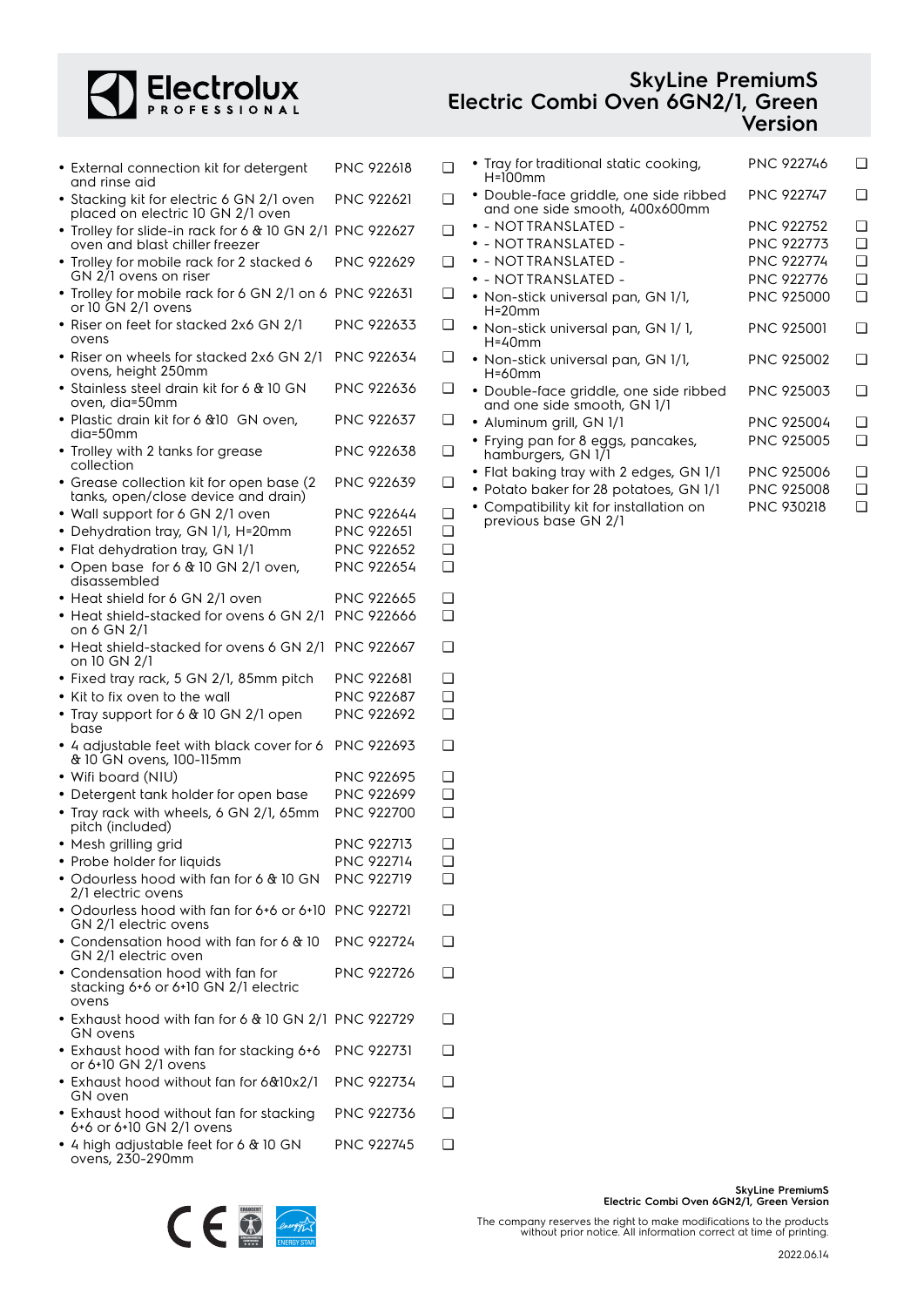- External connection kit for detergent and rinse aid PNC 922618 ❑
- Stacking kit for electric 6 GN 2/1 oven placed on electric 10 GN 2/1 oven PNC 922621 ❑
- Trolley for slide-in rack for 6 & 10 GN 2/1 oven and blast chiller freezer PNC 922627 ❑
- Trolley for mobile rack for 2 stacked 6 GN 2/1 ovens on riser PNC 922629 ❑
- Trolley for mobile rack for 6 GN 2/1 on 6 or 10 GN 2/1 ovens PNC 922631 ❑
- Riser on feet for stacked 2x6 GN 2/1 ovens PNC 922633 ❑
- Riser on wheels for stacked 2x6 GN 2/1 ovens, height 250mm PNC 922634 ❑
- Stainless steel drain kit for 6 & 10 GN oven, dia=50mm PNC 922636 ❑
- Plastic drain kit for 6 &10 GN oven, dia=50mm PNC 922637 ❑
- Trolley with 2 tanks for grease collection PNC 922638 ❑
- Grease collection kit for open base (2 tanks, open/close device and drain) PNC 922639 ❑
- Wall support for 6 GN 2/1 oven PNC 922644 ❑
- Dehydration tray, GN 1/1, H=20mm PNC 922651 ❑
- Flat dehydration tray, GN 1/1 PNC 922652 ❑
- Open base for 6 & 10 GN 2/1 oven, disassembled PNC 922654 ❑
- Heat shield for 6 GN 2/1 oven PNC 922665 ❑
- Heat shield-stacked for ovens 6 GN 2/1 on 6 GN 2/1 PNC 922666 ❑
- Heat shield-stacked for ovens 6 GN 2/1 on 10 GN 2/1 PNC 922667 ❑
- Fixed tray rack, 5 GN 2/1, 85mm pitch PNC 922681 ❑
- Kit to fix oven to the wall PNC 922687 ❑
- Tray support for 6 & 10 GN 2/1 open base PNC 922692 ❑
- 4 adjustable feet with black cover for 6 & 10 GN ovens, 100-115mm PNC 922693 ❑
- Wifi board (NIU) PNC 922695 ❑
- Detergent tank holder for open base PNC 922699 ❑
- Tray rack with wheels, 6 GN 2/1, 65mm pitch (included) PNC 922700 ❑
- Mesh grilling grid PNC 922713 ❑
- Probe holder for liquids PNC 922714 ❑
- Odourless hood with fan for 6 & 10 GN 2/1 electric ovens PNC 922719 ❑
- Odourless hood with fan for 6+6 or 6+10 GN 2/1 electric ovens PNC 922721 ❑
- Condensation hood with fan for 6 & 10 GN 2/1 electric oven PNC 922724 ❑
- Condensation hood with fan for stacking 6+6 or 6+10 GN 2/1 electric ovens PNC 922726 ❑
- Exhaust hood with fan for 6 & 10 GN 2/1 GN ovens PNC 922729 ❑
- Exhaust hood with fan for stacking 6+6 or 6+10 GN 2/1 ovens PNC 922731 ❑
- Exhaust hood without fan for 6&10x2/1 GN oven PNC 922734 ❑
- Exhaust hood without fan for stacking 6+6 or 6+10 GN 2/1 ovens PNC 922736 ❑
- 4 high adjustable feet for 6 & 10 GN ovens, 230-290mm PNC 922745 ❑
- Tray for traditional static cooking, H=100mm PNC 922746 ❑
- Double-face griddle, one side ribbed and one side smooth, 400x600mm PNC 922747 ❑
- - NOT TRANSLATED - PNC 922752 ❑
- - NOT TRANSLATED - PNC 922773 ❑
- - NOT TRANSLATED - PNC 922774 ❑
- - NOT TRANSLATED - PNC 922776 ❑
- Non-stick universal pan, GN 1/1, H=20mm PNC 925000 ❑
- Non-stick universal pan, GN 1/ 1, H=40mm PNC 925001 ❑
- Non-stick universal pan, GN 1/1, H=60mm PNC 925002 ❑
- Double-face griddle, one side ribbed and one side smooth, GN 1/1 PNC 925003 ❑
- Aluminum grill, GN 1/1 PNC 925004 ❑
- Frying pan for 8 eggs, pancakes, hamburgers, GN 1/1 PNC 925005 ❑
- Flat baking tray with 2 edges, GN 1/1 PNC 925006 ❑
- Potato baker for 28 potatoes, GN 1/1 PNC 925008 ❑
- Compatibility kit for installation on previous base GN 2/1 PNC 930218 ❑

The company reserves the right to make modifications to the products without prior notice. All information correct at time of printing.

2022.06.14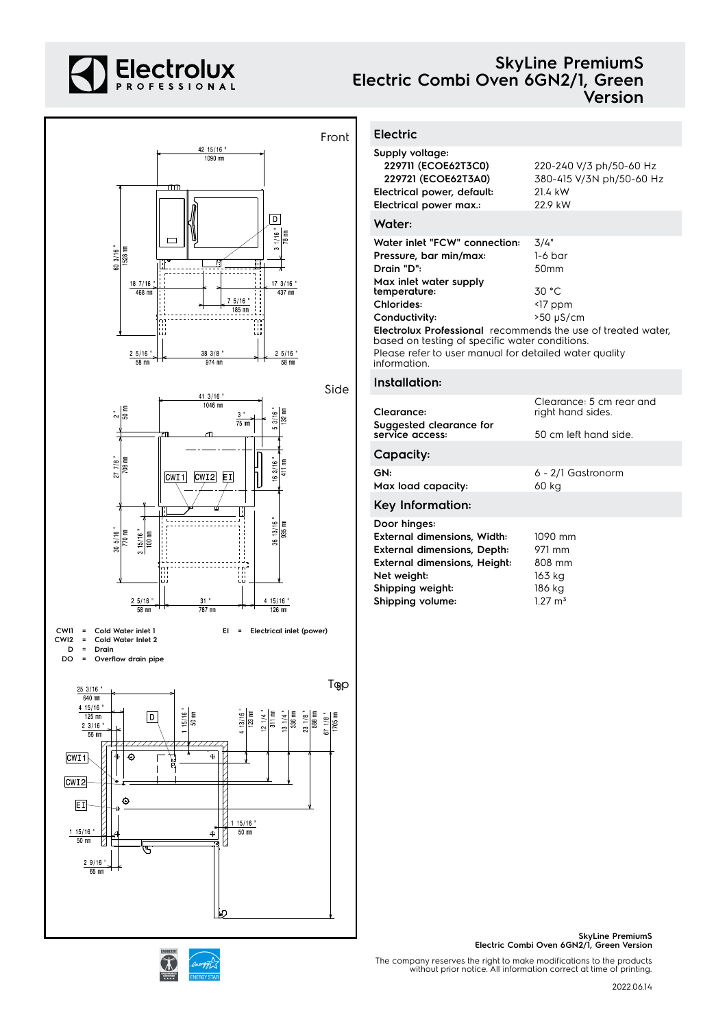# SkyLine PremiumS Electric Combi Oven 6GN2/1, Green Version

Front

42 15/16 "
1090 mm

60 3/16 "
1528 mm

3 1/16 "
78 mm

D

18 7/16 "
468 mm

17 3/16 "
437 mm

7 5/16 "
185 mm

2 5/16 "
58 mm

38 3/8 "
974 mm

2 5/16 "
58 mm

Side

41 3/16 "
1046 mm

2 "
50 mm

3 "
75 mm

5 3/16 "
132 mm

27 7/8 "
708 mm

CWI1 CWI2 EI

16 3/16 "
411 mm

30 5/16 "
770 mm

3 15/16 "
100 mm

36 13/16 "
935 mm

2 5/16 "
58 mm

31 "
787 mm

4 15/16 "
126 mm

CWI1 = Cold Water inlet 1
CWI2 = Cold Water Inlet 2
D = Drain
DO = Overflow drain pipe
EI = Electrical inlet (power)

Top

25 3/16 "
640 mm

4 15/16 "
125 mm

2 3/16 "
55 mm

D

1 15/16 "
50 mm

4 13/16 "
123 mm

12 1/4 "
311 mm

13 1/4 "
336 mm

23 1/8 "
588 mm

67 1/8 "
1705 mm

CWI1

CWI2

EI

1 15/16 "
50 mm

1 15/16 "
50 mm

2 9/16 "
65 mm

## Electric

| | |
|---|---|
| **Supply voltage:** | |
| **229711 (ECOE62T3C0)** | 220-240 V/3 ph/50-60 Hz |
| **229721 (ECOE62T3A0)** | 380-415 V/3N ph/50-60 Hz |
| **Electrical power, default:** | 21.4 kW |
| **Electrical power max.:** | 22.9 kW |

## Water:

| | |
|---|---|
| **Water inlet "FCW" connection:** | 3/4" |
| **Pressure, bar min/max:** | 1-6 bar |
| **Drain "D":** | 50mm |
| **Max inlet water supply temperature:** | 30 °C |
| **Chlorides:** | <17 ppm |
| **Conductivity:** | >50 µS/cm |

**Electrolux Professional** recommends the use of treated water, based on testing of specific water conditions.
Please refer to user manual for detailed water quality information.

## Installation:

| | |
|---|---|
| **Clearance:** | Clearance: 5 cm rear and right hand sides. |
| **Suggested clearance for service access:** | 50 cm left hand side. |

## Capacity:

| | |
|---|---|
| **GN:** | 6 - 2/1 Gastronorm |
| **Max load capacity:** | 60 kg |

## Key Information:

| | |
|---|---|
| **Door hinges:** | |
| **External dimensions, Width:** | 1090 mm |
| **External dimensions, Depth:** | 971 mm |
| **External dimensions, Height:** | 808 mm |
| **Net weight:** | 163 kg |
| **Shipping weight:** | 186 kg |
| **Shipping volume:** | 1.27 m³ |

The company reserves the right to make modifications to the products without prior notice. All information correct at time of printing.

2022.06.14